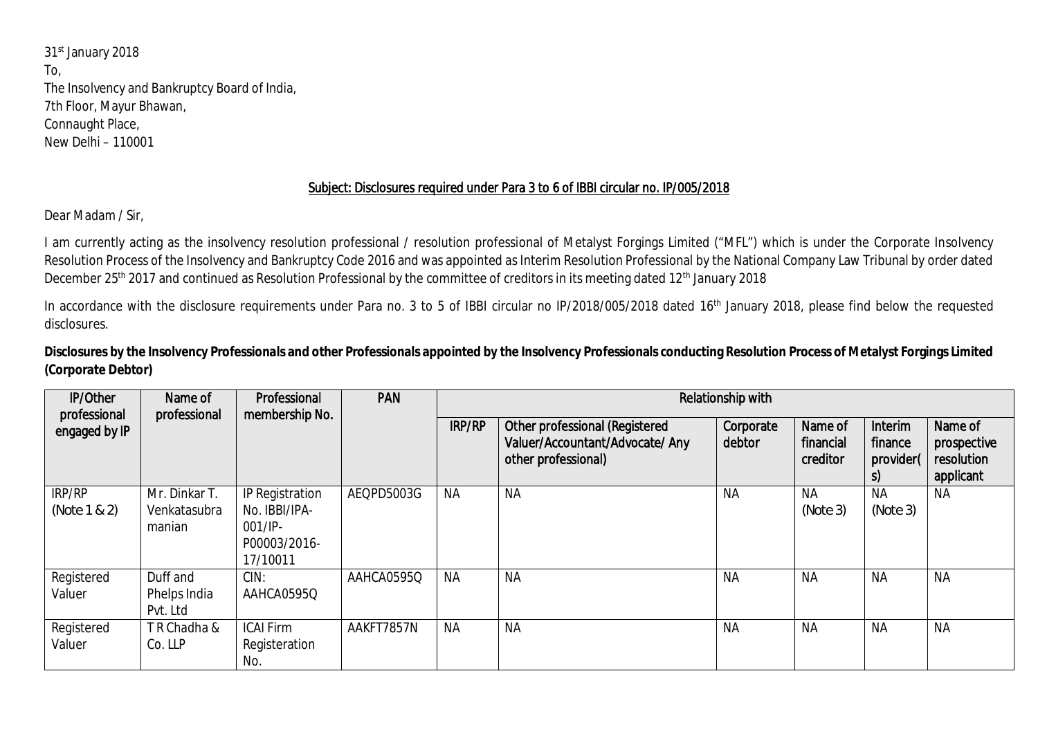31st January 2018
To,
The Insolvency and Bankruptcy Board of India,
7th Floor, Mayur Bhawan,
Connaught Place,
New Delhi – 110001

**Subject: Disclosures required under Para 3 to 6 of IBBI circular no. IP/005/2018**

Dear Madam / Sir,

I am currently acting as the insolvency resolution professional / resolution professional of Metalyst Forgings Limited ("MFL") which is under the Corporate Insolvency Resolution Process of the Insolvency and Bankruptcy Code 2016 and was appointed as Interim Resolution Professional by the National Company Law Tribunal by order dated December 25th 2017 and continued as Resolution Professional by the committee of creditors in its meeting dated 12th January 2018

In accordance with the disclosure requirements under Para no. 3 to 5 of IBBI circular no IP/2018/005/2018 dated 16th January 2018, please find below the requested disclosures.

**Disclosures by the Insolvency Professionals and other Professionals appointed by the Insolvency Professionals conducting Resolution Process of Metalyst Forgings Limited (Corporate Debtor)**

| IP/Other professional engaged by IP | Name of professional | Professional membership No. | PAN | Relationship with | | | | | |
|---|---|---|---|---|---|---|---|---|---|
| | | | | IRP/RP | Other professional (Registered Valuer/Accountant/Advocate/ Any other professional) | Corporate debtor | Name of financial creditor | Interim finance provider(s) | Name of prospective resolution applicant |
| IRP/RP (Note 1 & 2) | Mr. Dinkar T. Venkatasubramanian | IP Registration No. IBBI/IPA-001/IP-P00003/2016-17/10011 | AEQPD5003G | NA | NA | NA | NA (Note 3) | NA (Note 3) | NA |
| Registered Valuer | Duff and Phelps India Pvt. Ltd | CIN: AAHCA0595Q | AAHCA0595Q | NA | NA | NA | NA | NA | NA |
| Registered Valuer | T R Chadha & Co. LLP | ICAI Firm Registeration No. | AAKFT7857N | NA | NA | NA | NA | NA | NA |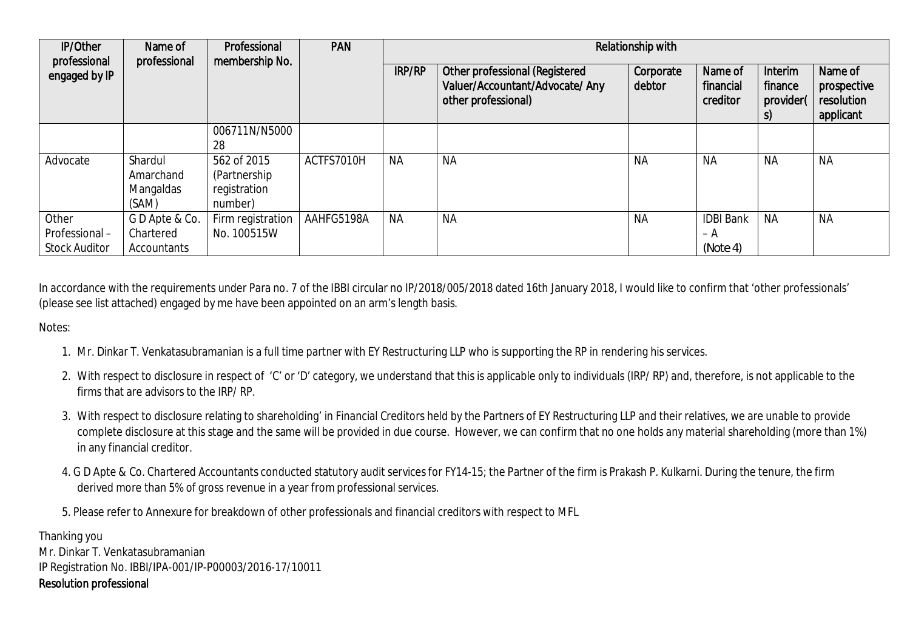| IP/Other professional engaged by IP | Name of professional | Professional membership No. | PAN | Relationship with | | | | | |
|---|---|---|---|---|---|---|---|---|---|
| | | | | IRP/RP | Other professional (Registered Valuer/Accountant/Advocate/ Any other professional) | Corporate debtor | Name of financial creditor | Interim finance provider(s) | Name of prospective resolution applicant |
| | | 006711N/N500028 | | | | | | | |
| Advocate | Shardul Amarchand Mangaldas (SAM) | 562 of 2015 (Partnership registration number) | ACTFS7010H | NA | NA | NA | NA | NA | NA |
| Other Professional – Stock Auditor | G D Apte & Co. Chartered Accountants | Firm registration No. 100515W | AAHFG5198A | NA | NA | NA | IDBI Bank – A (Note 4) | NA | NA |

In accordance with the requirements under Para no. 7 of the IBBI circular no IP/2018/005/2018 dated 16th January 2018, I would like to confirm that 'other professionals' (please see list attached) engaged by me have been appointed on an arm's length basis.

Notes:

1. Mr. Dinkar T. Venkatasubramanian is a full time partner with EY Restructuring LLP who is supporting the RP in rendering his services.
2. With respect to disclosure in respect of 'C' or 'D' category, we understand that this is applicable only to individuals (IRP/ RP) and, therefore, is not applicable to the firms that are advisors to the IRP/ RP.
3. With respect to disclosure relating to shareholding' in Financial Creditors held by the Partners of EY Restructuring LLP and their relatives, we are unable to provide complete disclosure at this stage and the same will be provided in due course. However, we can confirm that no one holds any material shareholding (more than 1%) in any financial creditor.
4. G D Apte & Co. Chartered Accountants conducted statutory audit services for FY14-15; the Partner of the firm is Prakash P. Kulkarni. During the tenure, the firm derived more than 5% of gross revenue in a year from professional services.
5. Please refer to Annexure for breakdown of other professionals and financial creditors with respect to MFL

Thanking you
Mr. Dinkar T. Venkatasubramanian
IP Registration No. IBBI/IPA-001/IP-P00003/2016-17/10011
Resolution professional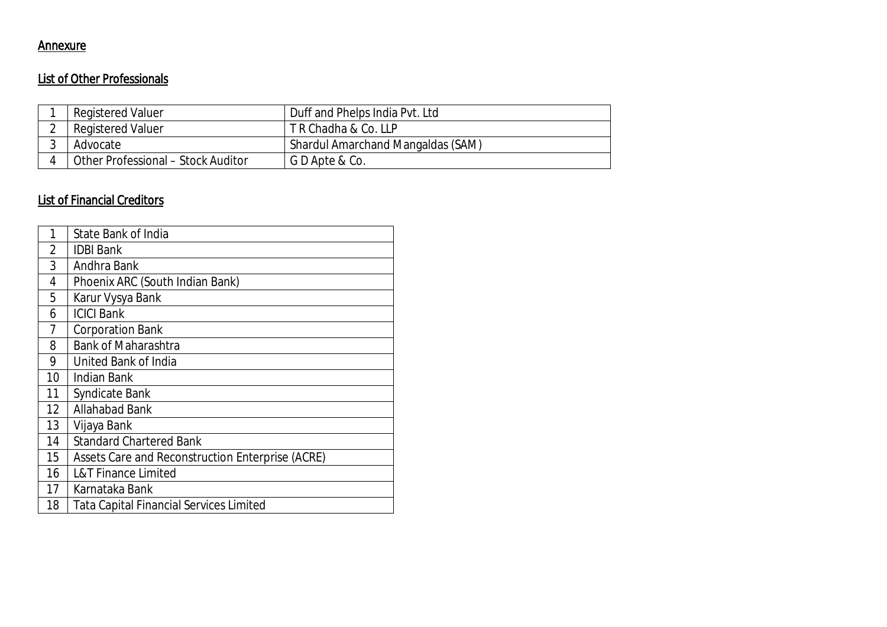## Annexure

### List of Other Professionals

| | | |
|---|---|---|
| 1 | Registered Valuer | Duff and Phelps India Pvt. Ltd |
| 2 | Registered Valuer | T R Chadha & Co. LLP |
| 3 | Advocate | Shardul Amarchand Mangaldas (SAM) |
| 4 | Other Professional – Stock Auditor | G D Apte & Co. |

### List of Financial Creditors

| | |
|---|---|
| 1 | State Bank of India |
| 2 | IDBI Bank |
| 3 | Andhra Bank |
| 4 | Phoenix ARC (South Indian Bank) |
| 5 | Karur Vysya Bank |
| 6 | ICICI Bank |
| 7 | Corporation Bank |
| 8 | Bank of Maharashtra |
| 9 | United Bank of India |
| 10 | Indian Bank |
| 11 | Syndicate Bank |
| 12 | Allahabad Bank |
| 13 | Vijaya Bank |
| 14 | Standard Chartered Bank |
| 15 | Assets Care and Reconstruction Enterprise (ACRE) |
| 16 | L&T Finance Limited |
| 17 | Karnataka Bank |
| 18 | Tata Capital Financial Services Limited |